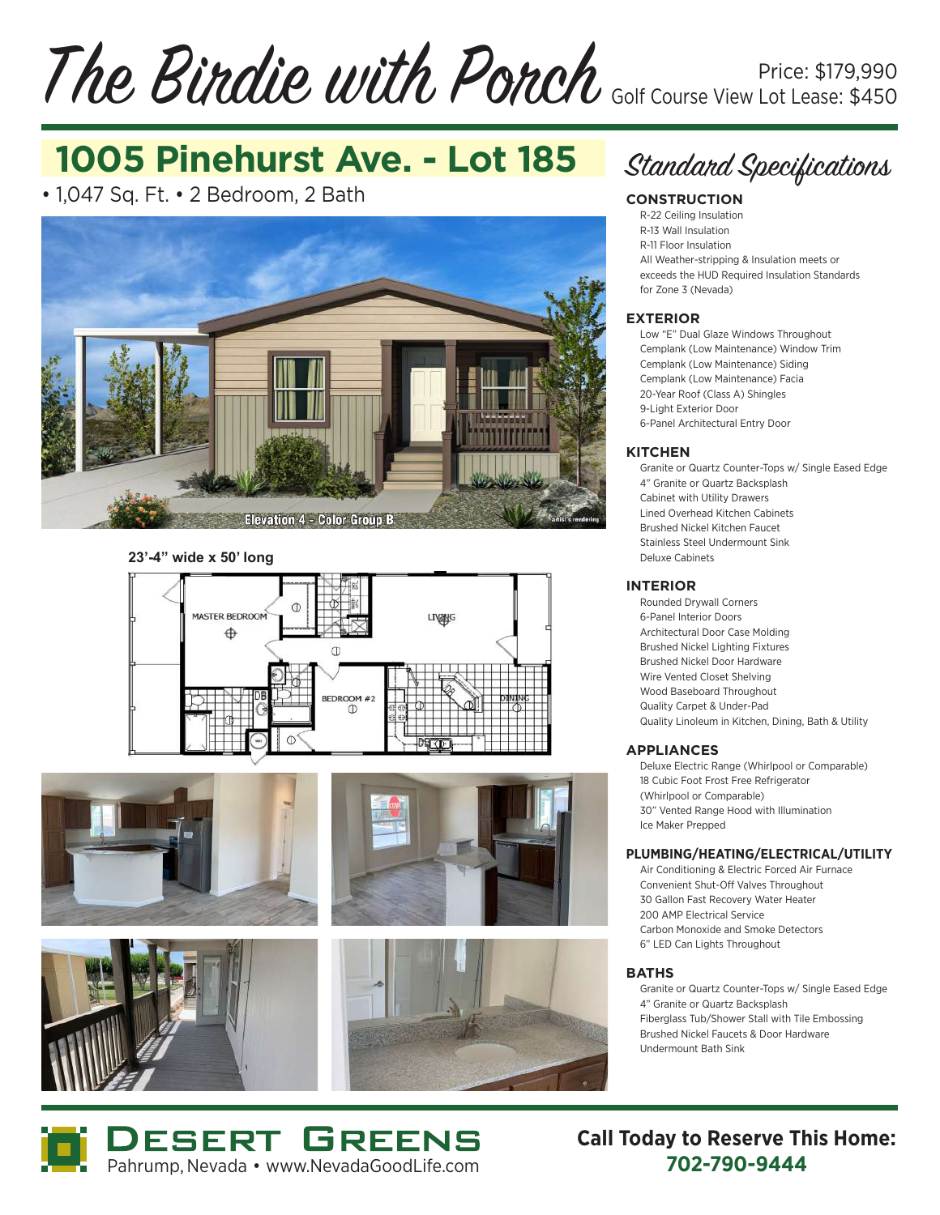# The Birdie with Porch

Price: $179,990
Golf Course View Lot Lease: $450

## 1005 Pinehurst Ave. - Lot 185

• 1,047 Sq. Ft. • 2 Bedroom, 2 Bath

Elevation 4 - Color Group B

artist's rendering

**23'-4" wide x 50' long**

## Standard Specifications

### CONSTRUCTION

- R-22 Ceiling Insulation
- R-13 Wall Insulation
- R-11 Floor Insulation
- All Weather-stripping & Insulation meets or exceeds the HUD Required Insulation Standards for Zone 3 (Nevada)

### EXTERIOR

- Low "E" Dual Glaze Windows Throughout
- Cemplank (Low Maintenance) Window Trim
- Cemplank (Low Maintenance) Siding
- Cemplank (Low Maintenance) Facia
- 20-Year Roof (Class A) Shingles
- 9-Light Exterior Door
- 6-Panel Architectural Entry Door

### KITCHEN

- Granite or Quartz Counter-Tops w/ Single Eased Edge
- 4" Granite or Quartz Backsplash
- Cabinet with Utility Drawers
- Lined Overhead Kitchen Cabinets
- Brushed Nickel Kitchen Faucet
- Stainless Steel Undermount Sink
- Deluxe Cabinets

### INTERIOR

- Rounded Drywall Corners
- 6-Panel Interior Doors
- Architectural Door Case Molding
- Brushed Nickel Lighting Fixtures
- Brushed Nickel Door Hardware
- Wire Vented Closet Shelving
- Wood Baseboard Throughout
- Quality Carpet & Under-Pad
- Quality Linoleum in Kitchen, Dining, Bath & Utility

### APPLIANCES

- Deluxe Electric Range (Whirlpool or Comparable)
- 18 Cubic Foot Frost Free Refrigerator (Whirlpool or Comparable)
- 30" Vented Range Hood with Illumination
- Ice Maker Prepped

### PLUMBING/HEATING/ELECTRICAL/UTILITY

- Air Conditioning & Electric Forced Air Furnace
- Convenient Shut-Off Valves Throughout
- 30 Gallon Fast Recovery Water Heater
- 200 AMP Electrical Service
- Carbon Monoxide and Smoke Detectors
- 6" LED Can Lights Throughout

### BATHS

- Granite or Quartz Counter-Tops w/ Single Eased Edge
- 4" Granite or Quartz Backsplash
- Fiberglass Tub/Shower Stall with Tile Embossing
- Brushed Nickel Faucets & Door Hardware
- Undermount Bath Sink

**DESERT GREENS**
Pahrump, Nevada • www.NevadaGoodLife.com

**Call Today to Reserve This Home:**
**702-790-9444**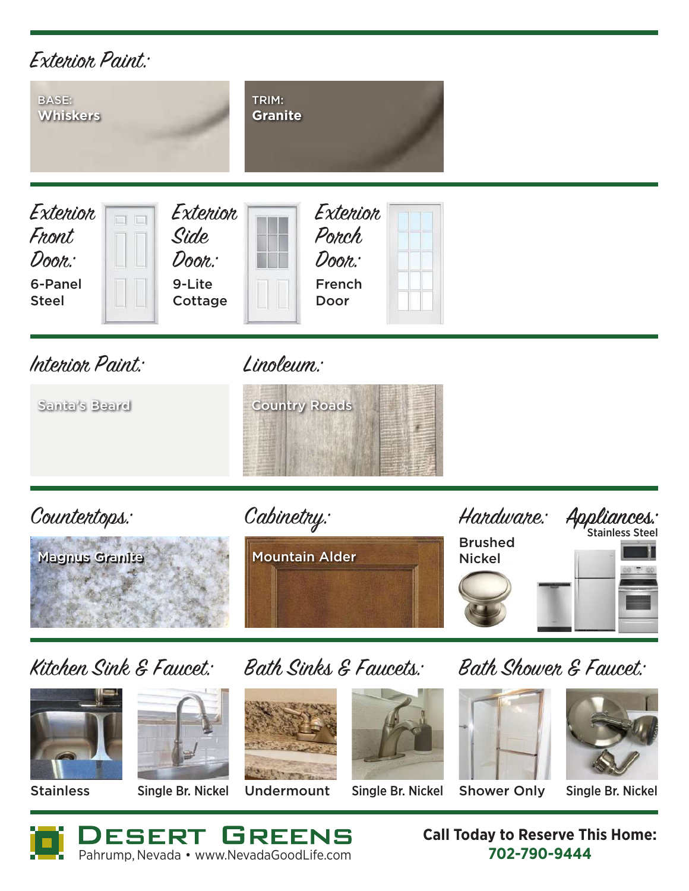## Exterior Paint:

BASE: **Whiskers**

TRIM: **Granite**

## Exterior Front Door:

6-Panel Steel

## Exterior Side Door:

9-Lite Cottage

## Exterior Porch Door:

French Door

## Interior Paint:

Santa's Beard

## Linoleum:

Country Roads

## Countertops:

Magnus Granite

## Cabinetry:

Mountain Alder

## Hardware:

Brushed Nickel

## Appliances:

Stainless Steel

## Kitchen Sink & Faucet:

Stainless

Single Br. Nickel

## Bath Sinks & Faucets:

Undermount

Single Br. Nickel

## Bath Shower & Faucet:

Shower Only

Single Br. Nickel

**DESERT GREENS**
Pahrump, Nevada • www.NevadaGoodLife.com

**Call Today to Reserve This Home:**
**702-790-9444**